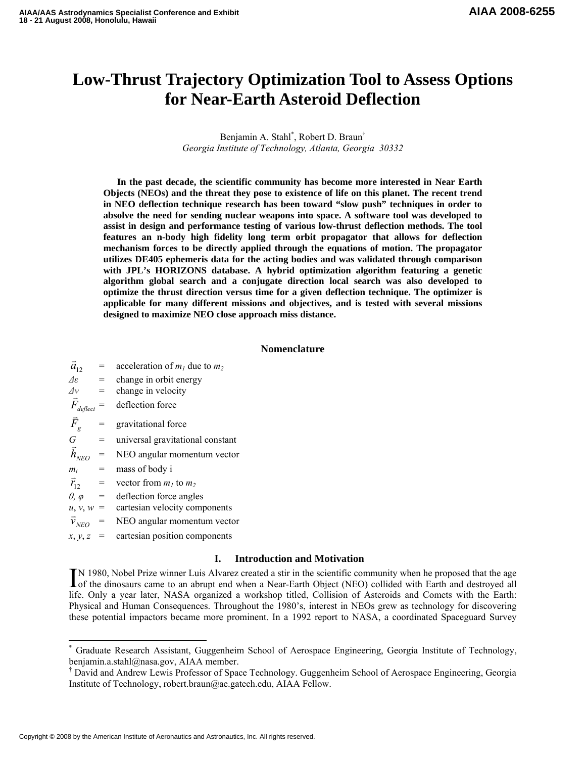# Low-Thrust Trajectory Optimization Tool to Assess Options for Near-Earth Asteroid Deflection

Benjamin A. Stahl[*], Robert D. Braun[†]
*Georgia Institute of Technology, Atlanta, Georgia 30332*

**In the past decade, the scientific community has become more interested in Near Earth Objects (NEOs) and the threat they pose to existence of life on this planet. The recent trend in NEO deflection technique research has been toward "slow push" techniques in order to absolve the need for sending nuclear weapons into space. A software tool was developed to assist in design and performance testing of various low-thrust deflection methods. The tool features an n-body high fidelity long term orbit propagator that allows for deflection mechanism forces to be directly applied through the equations of motion. The propagator utilizes DE405 ephemeris data for the acting bodies and was validated through comparison with JPL's HORIZONS database. A hybrid optimization algorithm featuring a genetic algorithm global search and a conjugate direction local search was also developed to optimize the thrust direction versus time for a given deflection technique. The optimizer is applicable for many different missions and objectives, and is tested with several missions designed to maximize NEO close approach miss distance.**

## Nomenclature

| | | |
|---|---|---|
| $\vec{a}_{12}$ | = | acceleration of $m_1$ due to $m_2$ |
| $\Delta\varepsilon$ | = | change in orbit energy |
| $\Delta v$ | = | change in velocity |
| $\vec{F}_{deflect}$ | = | deflection force |
| $\vec{F}_{g}$ | = | gravitational force |
| $G$ | = | universal gravitational constant |
| $\vec{h}_{NEO}$ | = | NEO angular momentum vector |
| $m_i$ | = | mass of body i |
| $\vec{r}_{12}$ | = | vector from $m_1$ to $m_2$ |
| $\theta, \varphi$ | = | deflection force angles |
| $u, v, w$ | = | cartesian velocity components |
| $\vec{v}_{NEO}$ | = | NEO angular momentum vector |
| $x, y, z$ | = | cartesian position components |

## I. Introduction and Motivation

IN 1980, Nobel Prize winner Luis Alvarez created a stir in the scientific community when he proposed that the age of the dinosaurs came to an abrupt end when a Near-Earth Object (NEO) collided with Earth and destroyed all life. Only a year later, NASA organized a workshop titled, Collision of Asteroids and Comets with the Earth: Physical and Human Consequences. Throughout the 1980's, interest in NEOs grew as technology for discovering these potential impactors became more prominent. In a 1992 report to NASA, a coordinated Spaceguard Survey

[*] Graduate Research Assistant, Guggenheim School of Aerospace Engineering, Georgia Institute of Technology, benjamin.a.stahl@nasa.gov, AIAA member.

[†] David and Andrew Lewis Professor of Space Technology. Guggenheim School of Aerospace Engineering, Georgia Institute of Technology, robert.braun@ae.gatech.edu, AIAA Fellow.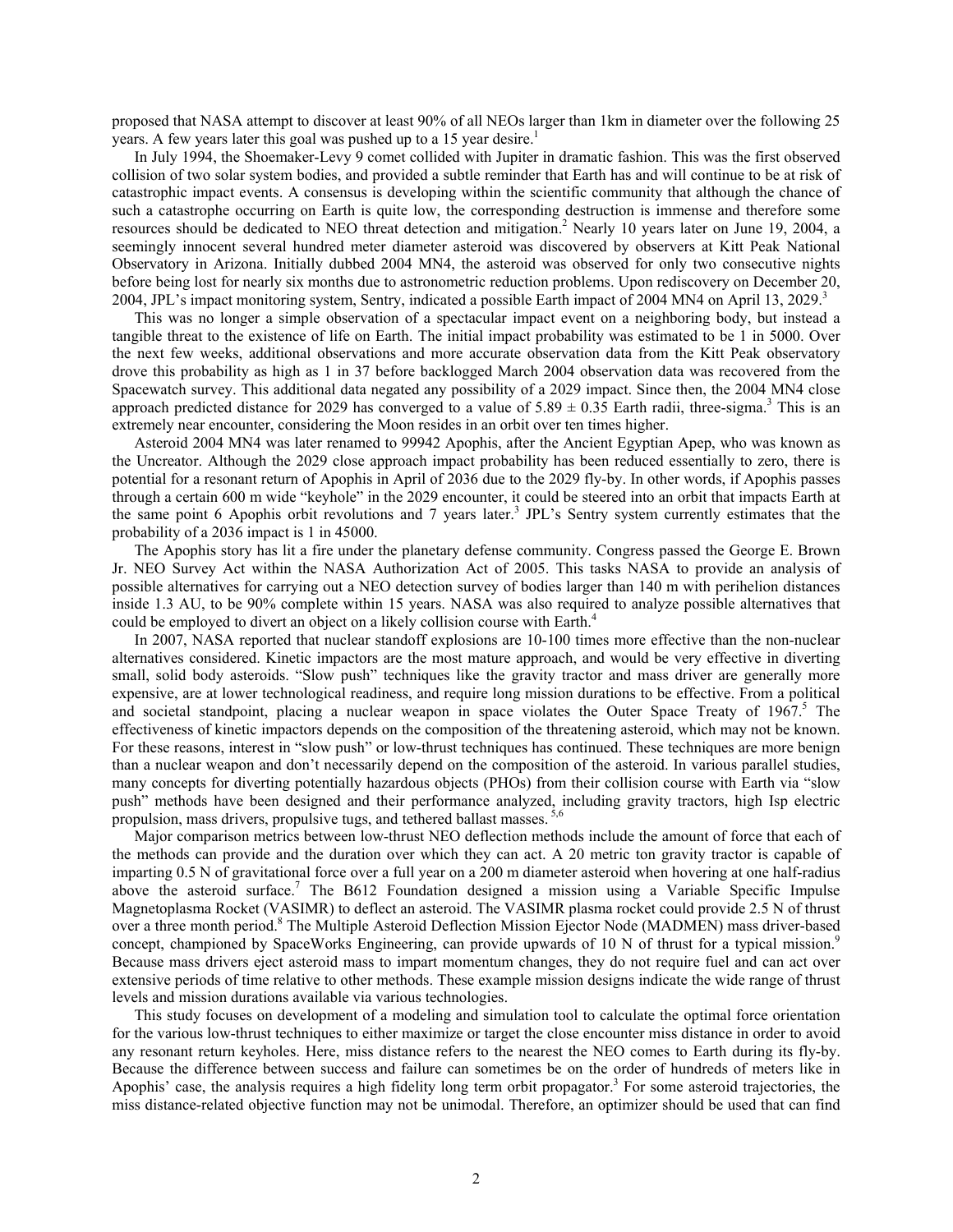proposed that NASA attempt to discover at least 90% of all NEOs larger than 1km in diameter over the following 25 years. A few years later this goal was pushed up to a 15 year desire.[1]

In July 1994, the Shoemaker-Levy 9 comet collided with Jupiter in dramatic fashion. This was the first observed collision of two solar system bodies, and provided a subtle reminder that Earth has and will continue to be at risk of catastrophic impact events. A consensus is developing within the scientific community that although the chance of such a catastrophe occurring on Earth is quite low, the corresponding destruction is immense and therefore some resources should be dedicated to NEO threat detection and mitigation.[2] Nearly 10 years later on June 19, 2004, a seemingly innocent several hundred meter diameter asteroid was discovered by observers at Kitt Peak National Observatory in Arizona. Initially dubbed 2004 MN4, the asteroid was observed for only two consecutive nights before being lost for nearly six months due to astronometric reduction problems. Upon rediscovery on December 20, 2004, JPL's impact monitoring system, Sentry, indicated a possible Earth impact of 2004 MN4 on April 13, 2029.[3]

This was no longer a simple observation of a spectacular impact event on a neighboring body, but instead a tangible threat to the existence of life on Earth. The initial impact probability was estimated to be 1 in 5000. Over the next few weeks, additional observations and more accurate observation data from the Kitt Peak observatory drove this probability as high as 1 in 37 before backlogged March 2004 observation data was recovered from the Spacewatch survey. This additional data negated any possibility of a 2029 impact. Since then, the 2004 MN4 close approach predicted distance for 2029 has converged to a value of $5.89 \pm 0.35$ Earth radii, three-sigma.[3] This is an extremely near encounter, considering the Moon resides in an orbit over ten times higher.

Asteroid 2004 MN4 was later renamed to 99942 Apophis, after the Ancient Egyptian Apep, who was known as the Uncreator. Although the 2029 close approach impact probability has been reduced essentially to zero, there is potential for a resonant return of Apophis in April of 2036 due to the 2029 fly-by. In other words, if Apophis passes through a certain 600 m wide "keyhole" in the 2029 encounter, it could be steered into an orbit that impacts Earth at the same point 6 Apophis orbit revolutions and 7 years later.[3] JPL's Sentry system currently estimates that the probability of a 2036 impact is 1 in 45000.

The Apophis story has lit a fire under the planetary defense community. Congress passed the George E. Brown Jr. NEO Survey Act within the NASA Authorization Act of 2005. This tasks NASA to provide an analysis of possible alternatives for carrying out a NEO detection survey of bodies larger than 140 m with perihelion distances inside 1.3 AU, to be 90% complete within 15 years. NASA was also required to analyze possible alternatives that could be employed to divert an object on a likely collision course with Earth.[4]

In 2007, NASA reported that nuclear standoff explosions are 10-100 times more effective than the non-nuclear alternatives considered. Kinetic impactors are the most mature approach, and would be very effective in diverting small, solid body asteroids. "Slow push" techniques like the gravity tractor and mass driver are generally more expensive, are at lower technological readiness, and require long mission durations to be effective. From a political and societal standpoint, placing a nuclear weapon in space violates the Outer Space Treaty of 1967.[5] The effectiveness of kinetic impactors depends on the composition of the threatening asteroid, which may not be known. For these reasons, interest in "slow push" or low-thrust techniques has continued. These techniques are more benign than a nuclear weapon and don't necessarily depend on the composition of the asteroid. In various parallel studies, many concepts for diverting potentially hazardous objects (PHOs) from their collision course with Earth via "slow push" methods have been designed and their performance analyzed, including gravity tractors, high Isp electric propulsion, mass drivers, propulsive tugs, and tethered ballast masses.[5,6]

Major comparison metrics between low-thrust NEO deflection methods include the amount of force that each of the methods can provide and the duration over which they can act. A 20 metric ton gravity tractor is capable of imparting 0.5 N of gravitational force over a full year on a 200 m diameter asteroid when hovering at one half-radius above the asteroid surface.[7] The B612 Foundation designed a mission using a Variable Specific Impulse Magnetoplasma Rocket (VASIMR) to deflect an asteroid. The VASIMR plasma rocket could provide 2.5 N of thrust over a three month period.[8] The Multiple Asteroid Deflection Mission Ejector Node (MADMEN) mass driver-based concept, championed by SpaceWorks Engineering, can provide upwards of 10 N of thrust for a typical mission.[9] Because mass drivers eject asteroid mass to impart momentum changes, they do not require fuel and can act over extensive periods of time relative to other methods. These example mission designs indicate the wide range of thrust levels and mission durations available via various technologies.

This study focuses on development of a modeling and simulation tool to calculate the optimal force orientation for the various low-thrust techniques to either maximize or target the close encounter miss distance in order to avoid any resonant return keyholes. Here, miss distance refers to the nearest the NEO comes to Earth during its fly-by. Because the difference between success and failure can sometimes be on the order of hundreds of meters like in Apophis' case, the analysis requires a high fidelity long term orbit propagator.[3] For some asteroid trajectories, the miss distance-related objective function may not be unimodal. Therefore, an optimizer should be used that can find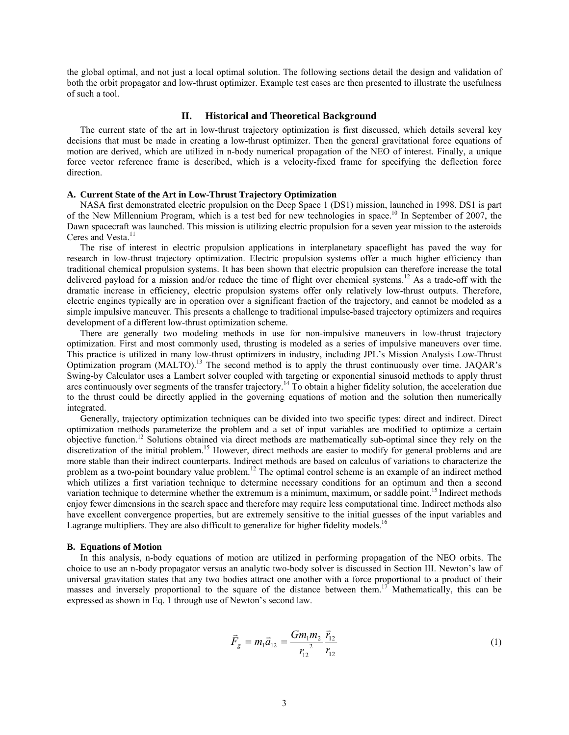the global optimal, and not just a local optimal solution. The following sections detail the design and validation of both the orbit propagator and low-thrust optimizer. Example test cases are then presented to illustrate the usefulness of such a tool.

## II. Historical and Theoretical Background

The current state of the art in low-thrust trajectory optimization is first discussed, which details several key decisions that must be made in creating a low-thrust optimizer. Then the general gravitational force equations of motion are derived, which are utilized in n-body numerical propagation of the NEO of interest. Finally, a unique force vector reference frame is described, which is a velocity-fixed frame for specifying the deflection force direction.

### A. Current State of the Art in Low-Thrust Trajectory Optimization

NASA first demonstrated electric propulsion on the Deep Space 1 (DS1) mission, launched in 1998. DS1 is part of the New Millennium Program, which is a test bed for new technologies in space.[10] In September of 2007, the Dawn spacecraft was launched. This mission is utilizing electric propulsion for a seven year mission to the asteroids Ceres and Vesta.[11]

The rise of interest in electric propulsion applications in interplanetary spaceflight has paved the way for research in low-thrust trajectory optimization. Electric propulsion systems offer a much higher efficiency than traditional chemical propulsion systems. It has been shown that electric propulsion can therefore increase the total delivered payload for a mission and/or reduce the time of flight over chemical systems.[12] As a trade-off with the dramatic increase in efficiency, electric propulsion systems offer only relatively low-thrust outputs. Therefore, electric engines typically are in operation over a significant fraction of the trajectory, and cannot be modeled as a simple impulsive maneuver. This presents a challenge to traditional impulse-based trajectory optimizers and requires development of a different low-thrust optimization scheme.

There are generally two modeling methods in use for non-impulsive maneuvers in low-thrust trajectory optimization. First and most commonly used, thrusting is modeled as a series of impulsive maneuvers over time. This practice is utilized in many low-thrust optimizers in industry, including JPL's Mission Analysis Low-Thrust Optimization program (MALTO).[13] The second method is to apply the thrust continuously over time. JAQAR's Swing-by Calculator uses a Lambert solver coupled with targeting or exponential sinusoid methods to apply thrust arcs continuously over segments of the transfer trajectory.[14] To obtain a higher fidelity solution, the acceleration due to the thrust could be directly applied in the governing equations of motion and the solution then numerically integrated.

Generally, trajectory optimization techniques can be divided into two specific types: direct and indirect. Direct optimization methods parameterize the problem and a set of input variables are modified to optimize a certain objective function.[12] Solutions obtained via direct methods are mathematically sub-optimal since they rely on the discretization of the initial problem.[15] However, direct methods are easier to modify for general problems and are more stable than their indirect counterparts. Indirect methods are based on calculus of variations to characterize the problem as a two-point boundary value problem.[12] The optimal control scheme is an example of an indirect method which utilizes a first variation technique to determine necessary conditions for an optimum and then a second variation technique to determine whether the extremum is a minimum, maximum, or saddle point.[15] Indirect methods enjoy fewer dimensions in the search space and therefore may require less computational time. Indirect methods also have excellent convergence properties, but are extremely sensitive to the initial guesses of the input variables and Lagrange multipliers. They are also difficult to generalize for higher fidelity models.[16]

### B. Equations of Motion

In this analysis, n-body equations of motion are utilized in performing propagation of the NEO orbits. The choice to use an n-body propagator versus an analytic two-body solver is discussed in Section III. Newton's law of universal gravitation states that any two bodies attract one another with a force proportional to a product of their masses and inversely proportional to the square of the distance between them.[17] Mathematically, this can be expressed as shown in Eq. 1 through use of Newton's second law.

$$\vec{F}_g = m_1 \vec{a}_{12} = \frac{G m_1 m_2}{{r_{12}}^2} \frac{\vec{r}_{12}}{r_{12}} \tag{1}$$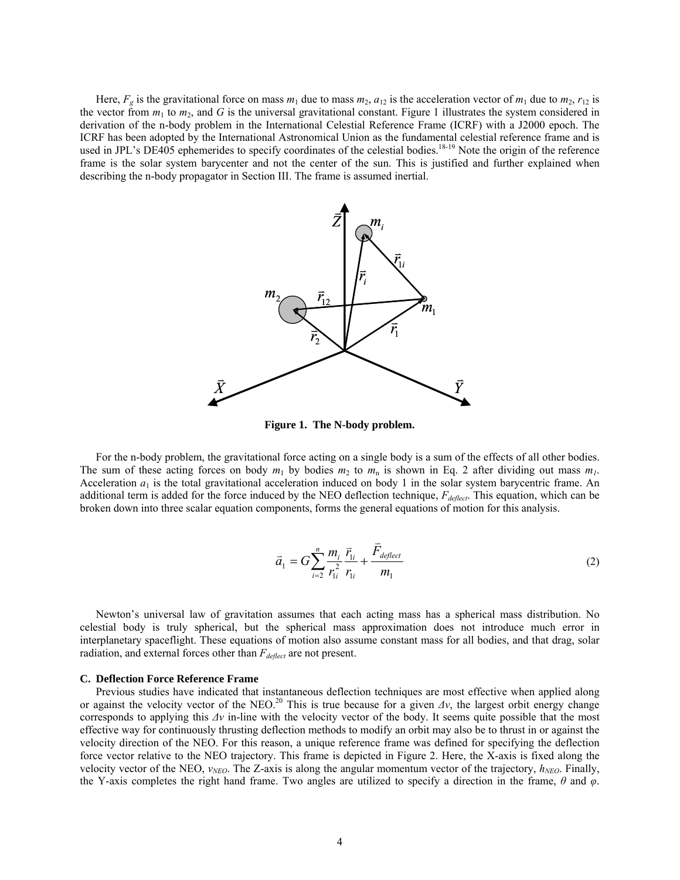Here, $F_g$ is the gravitational force on mass $m_1$ due to mass $m_2$, $a_{12}$ is the acceleration vector of $m_1$ due to $m_2$, $r_{12}$ is the vector from $m_1$ to $m_2$, and $G$ is the universal gravitational constant. Figure 1 illustrates the system considered in derivation of the n-body problem in the International Celestial Reference Frame (ICRF) with a J2000 epoch. The ICRF has been adopted by the International Astronomical Union as the fundamental celestial reference frame and is used in JPL's DE405 ephemerides to specify coordinates of the celestial bodies.[18-19] Note the origin of the reference frame is the solar system barycenter and not the center of the sun. This is justified and further explained when describing the n-body propagator in Section III. The frame is assumed inertial.

**Figure 1. The N-body problem.**

For the n-body problem, the gravitational force acting on a single body is a sum of the effects of all other bodies. The sum of these acting forces on body $m_1$ by bodies $m_2$ to $m_n$ is shown in Eq. 2 after dividing out mass $m_1$. Acceleration $a_1$ is the total gravitational acceleration induced on body 1 in the solar system barycentric frame. An additional term is added for the force induced by the NEO deflection technique, $F_{deflect}$. This equation, which can be broken down into three scalar equation components, forms the general equations of motion for this analysis.

$$\vec{a}_1 = G\sum_{i=2}^{n} \frac{m_i}{r_{1i}^2}\frac{\vec{r}_{1i}}{r_{1i}} + \frac{\vec{F}_{deflect}}{m_1} \tag{2}$$

Newton's universal law of gravitation assumes that each acting mass has a spherical mass distribution. No celestial body is truly spherical, but the spherical mass approximation does not introduce much error in interplanetary spaceflight. These equations of motion also assume constant mass for all bodies, and that drag, solar radiation, and external forces other than $F_{deflect}$ are not present.

### C. Deflection Force Reference Frame

Previous studies have indicated that instantaneous deflection techniques are most effective when applied along or against the velocity vector of the NEO.[20] This is true because for a given $\Delta v$, the largest orbit energy change corresponds to applying this $\Delta v$ in-line with the velocity vector of the body. It seems quite possible that the most effective way for continuously thrusting deflection methods to modify an orbit may also be to thrust in or against the velocity direction of the NEO. For this reason, a unique reference frame was defined for specifying the deflection force vector relative to the NEO trajectory. This frame is depicted in Figure 2. Here, the X-axis is fixed along the velocity vector of the NEO, $v_{NEO}$. The Z-axis is along the angular momentum vector of the trajectory, $h_{NEO}$. Finally, the Y-axis completes the right hand frame. Two angles are utilized to specify a direction in the frame, $\theta$ and $\varphi$.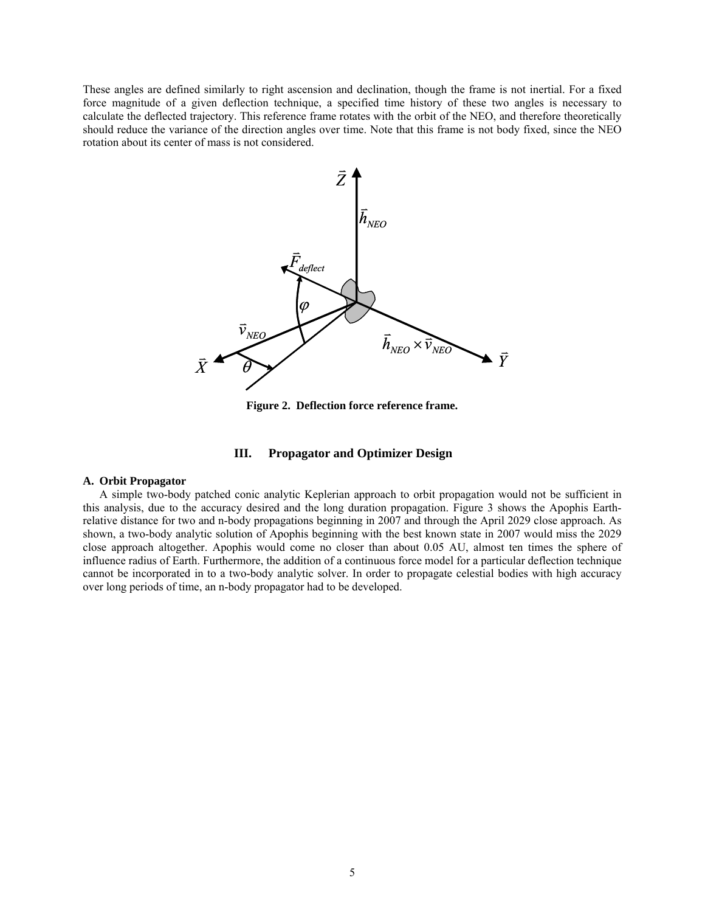These angles are defined similarly to right ascension and declination, though the frame is not inertial. For a fixed force magnitude of a given deflection technique, a specified time history of these two angles is necessary to calculate the deflected trajectory. This reference frame rotates with the orbit of the NEO, and therefore theoretically should reduce the variance of the direction angles over time. Note that this frame is not body fixed, since the NEO rotation about its center of mass is not considered.

**Figure 2. Deflection force reference frame.**

## III. Propagator and Optimizer Design

### A. Orbit Propagator

A simple two-body patched conic analytic Keplerian approach to orbit propagation would not be sufficient in this analysis, due to the accuracy desired and the long duration propagation. Figure 3 shows the Apophis Earth-relative distance for two and n-body propagations beginning in 2007 and through the April 2029 close approach. As shown, a two-body analytic solution of Apophis beginning with the best known state in 2007 would miss the 2029 close approach altogether. Apophis would come no closer than about 0.05 AU, almost ten times the sphere of influence radius of Earth. Furthermore, the addition of a continuous force model for a particular deflection technique cannot be incorporated in to a two-body analytic solver. In order to propagate celestial bodies with high accuracy over long periods of time, an n-body propagator had to be developed.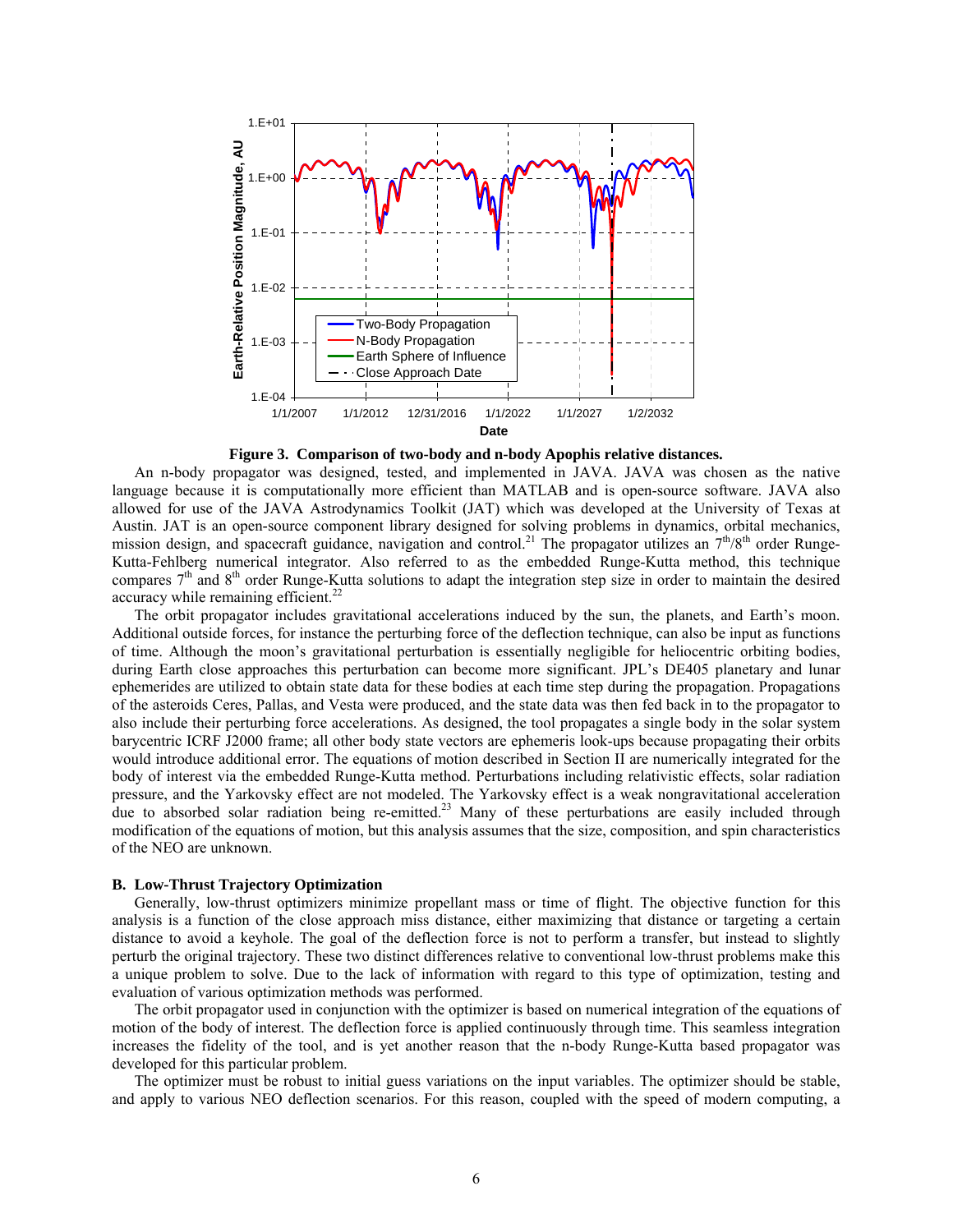**Figure 3. Comparison of two-body and n-body Apophis relative distances.**

An n-body propagator was designed, tested, and implemented in JAVA. JAVA was chosen as the native language because it is computationally more efficient than MATLAB and is open-source software. JAVA also allowed for use of the JAVA Astrodynamics Toolkit (JAT) which was developed at the University of Texas at Austin. JAT is an open-source component library designed for solving problems in dynamics, orbital mechanics, mission design, and spacecraft guidance, navigation and control.[21] The propagator utilizes an $7^{th}/8^{th}$ order Runge-Kutta-Fehlberg numerical integrator. Also referred to as the embedded Runge-Kutta method, this technique compares $7^{th}$ and $8^{th}$ order Runge-Kutta solutions to adapt the integration step size in order to maintain the desired accuracy while remaining efficient.[22]

The orbit propagator includes gravitational accelerations induced by the sun, the planets, and Earth's moon. Additional outside forces, for instance the perturbing force of the deflection technique, can also be input as functions of time. Although the moon's gravitational perturbation is essentially negligible for heliocentric orbiting bodies, during Earth close approaches this perturbation can become more significant. JPL's DE405 planetary and lunar ephemerides are utilized to obtain state data for these bodies at each time step during the propagation. Propagations of the asteroids Ceres, Pallas, and Vesta were produced, and the state data was then fed back in to the propagator to also include their perturbing force accelerations. As designed, the tool propagates a single body in the solar system barycentric ICRF J2000 frame; all other body state vectors are ephemeris look-ups because propagating their orbits would introduce additional error. The equations of motion described in Section II are numerically integrated for the body of interest via the embedded Runge-Kutta method. Perturbations including relativistic effects, solar radiation pressure, and the Yarkovsky effect are not modeled. The Yarkovsky effect is a weak nongravitational acceleration due to absorbed solar radiation being re-emitted.[23] Many of these perturbations are easily included through modification of the equations of motion, but this analysis assumes that the size, composition, and spin characteristics of the NEO are unknown.

### B. Low-Thrust Trajectory Optimization

Generally, low-thrust optimizers minimize propellant mass or time of flight. The objective function for this analysis is a function of the close approach miss distance, either maximizing that distance or targeting a certain distance to avoid a keyhole. The goal of the deflection force is not to perform a transfer, but instead to slightly perturb the original trajectory. These two distinct differences relative to conventional low-thrust problems make this a unique problem to solve. Due to the lack of information with regard to this type of optimization, testing and evaluation of various optimization methods was performed.

The orbit propagator used in conjunction with the optimizer is based on numerical integration of the equations of motion of the body of interest. The deflection force is applied continuously through time. This seamless integration increases the fidelity of the tool, and is yet another reason that the n-body Runge-Kutta based propagator was developed for this particular problem.

The optimizer must be robust to initial guess variations on the input variables. The optimizer should be stable, and apply to various NEO deflection scenarios. For this reason, coupled with the speed of modern computing, a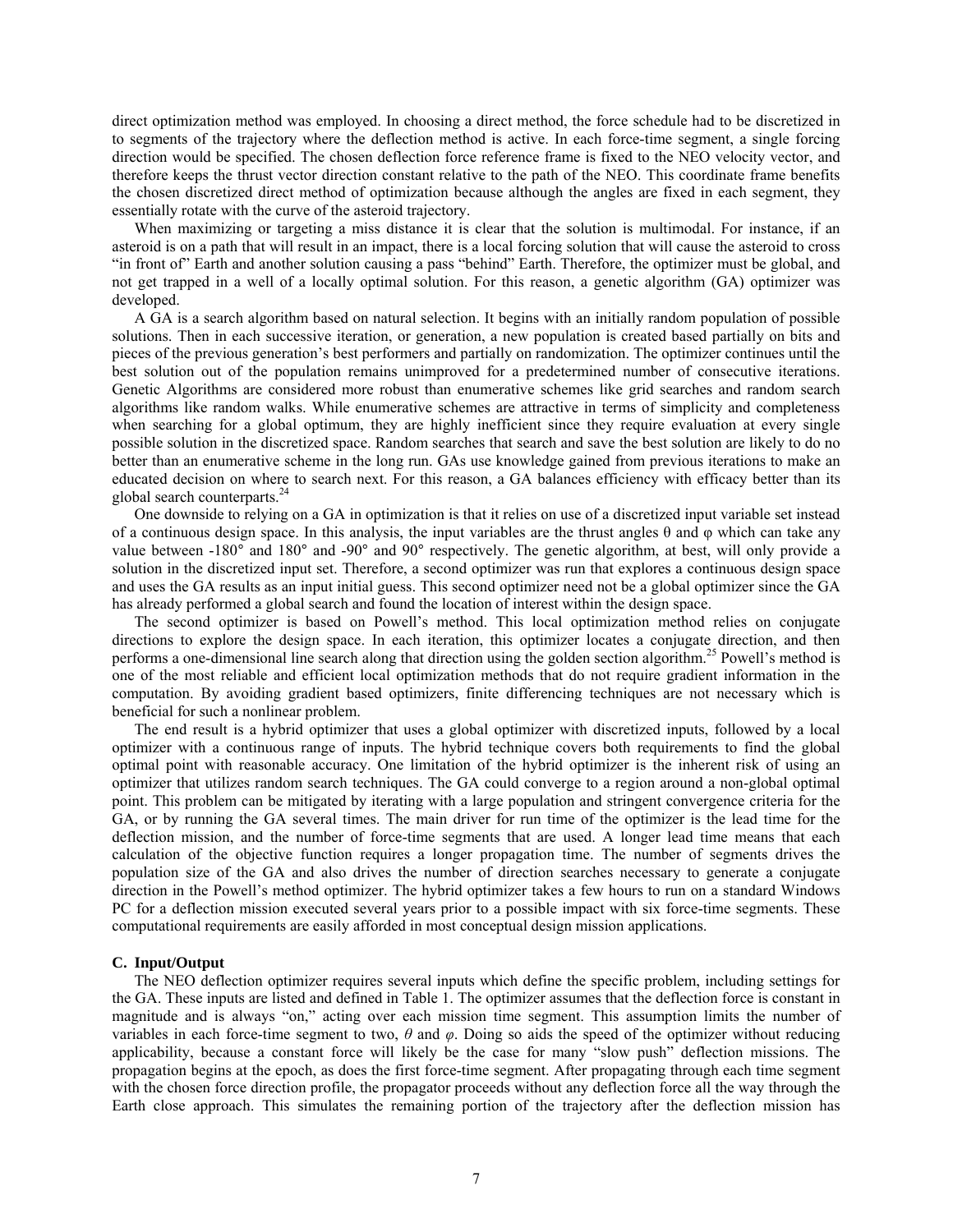direct optimization method was employed. In choosing a direct method, the force schedule had to be discretized in to segments of the trajectory where the deflection method is active. In each force-time segment, a single forcing direction would be specified. The chosen deflection force reference frame is fixed to the NEO velocity vector, and therefore keeps the thrust vector direction constant relative to the path of the NEO. This coordinate frame benefits the chosen discretized direct method of optimization because although the angles are fixed in each segment, they essentially rotate with the curve of the asteroid trajectory.

When maximizing or targeting a miss distance it is clear that the solution is multimodal. For instance, if an asteroid is on a path that will result in an impact, there is a local forcing solution that will cause the asteroid to cross "in front of" Earth and another solution causing a pass "behind" Earth. Therefore, the optimizer must be global, and not get trapped in a well of a locally optimal solution. For this reason, a genetic algorithm (GA) optimizer was developed.

A GA is a search algorithm based on natural selection. It begins with an initially random population of possible solutions. Then in each successive iteration, or generation, a new population is created based partially on bits and pieces of the previous generation's best performers and partially on randomization. The optimizer continues until the best solution out of the population remains unimproved for a predetermined number of consecutive iterations. Genetic Algorithms are considered more robust than enumerative schemes like grid searches and random search algorithms like random walks. While enumerative schemes are attractive in terms of simplicity and completeness when searching for a global optimum, they are highly inefficient since they require evaluation at every single possible solution in the discretized space. Random searches that search and save the best solution are likely to do no better than an enumerative scheme in the long run. GAs use knowledge gained from previous iterations to make an educated decision on where to search next. For this reason, a GA balances efficiency with efficacy better than its global search counterparts.[24]

One downside to relying on a GA in optimization is that it relies on use of a discretized input variable set instead of a continuous design space. In this analysis, the input variables are the thrust angles θ and φ which can take any value between -180° and 180° and -90° and 90° respectively. The genetic algorithm, at best, will only provide a solution in the discretized input set. Therefore, a second optimizer was run that explores a continuous design space and uses the GA results as an input initial guess. This second optimizer need not be a global optimizer since the GA has already performed a global search and found the location of interest within the design space.

The second optimizer is based on Powell's method. This local optimization method relies on conjugate directions to explore the design space. In each iteration, this optimizer locates a conjugate direction, and then performs a one-dimensional line search along that direction using the golden section algorithm.[25] Powell's method is one of the most reliable and efficient local optimization methods that do not require gradient information in the computation. By avoiding gradient based optimizers, finite differencing techniques are not necessary which is beneficial for such a nonlinear problem.

The end result is a hybrid optimizer that uses a global optimizer with discretized inputs, followed by a local optimizer with a continuous range of inputs. The hybrid technique covers both requirements to find the global optimal point with reasonable accuracy. One limitation of the hybrid optimizer is the inherent risk of using an optimizer that utilizes random search techniques. The GA could converge to a region around a non-global optimal point. This problem can be mitigated by iterating with a large population and stringent convergence criteria for the GA, or by running the GA several times. The main driver for run time of the optimizer is the lead time for the deflection mission, and the number of force-time segments that are used. A longer lead time means that each calculation of the objective function requires a longer propagation time. The number of segments drives the population size of the GA and also drives the number of direction searches necessary to generate a conjugate direction in the Powell's method optimizer. The hybrid optimizer takes a few hours to run on a standard Windows PC for a deflection mission executed several years prior to a possible impact with six force-time segments. These computational requirements are easily afforded in most conceptual design mission applications.

### C. Input/Output

The NEO deflection optimizer requires several inputs which define the specific problem, including settings for the GA. These inputs are listed and defined in Table 1. The optimizer assumes that the deflection force is constant in magnitude and is always "on," acting over each mission time segment. This assumption limits the number of variables in each force-time segment to two, $\theta$ and $\varphi$. Doing so aids the speed of the optimizer without reducing applicability, because a constant force will likely be the case for many "slow push" deflection missions. The propagation begins at the epoch, as does the first force-time segment. After propagating through each time segment with the chosen force direction profile, the propagator proceeds without any deflection force all the way through the Earth close approach. This simulates the remaining portion of the trajectory after the deflection mission has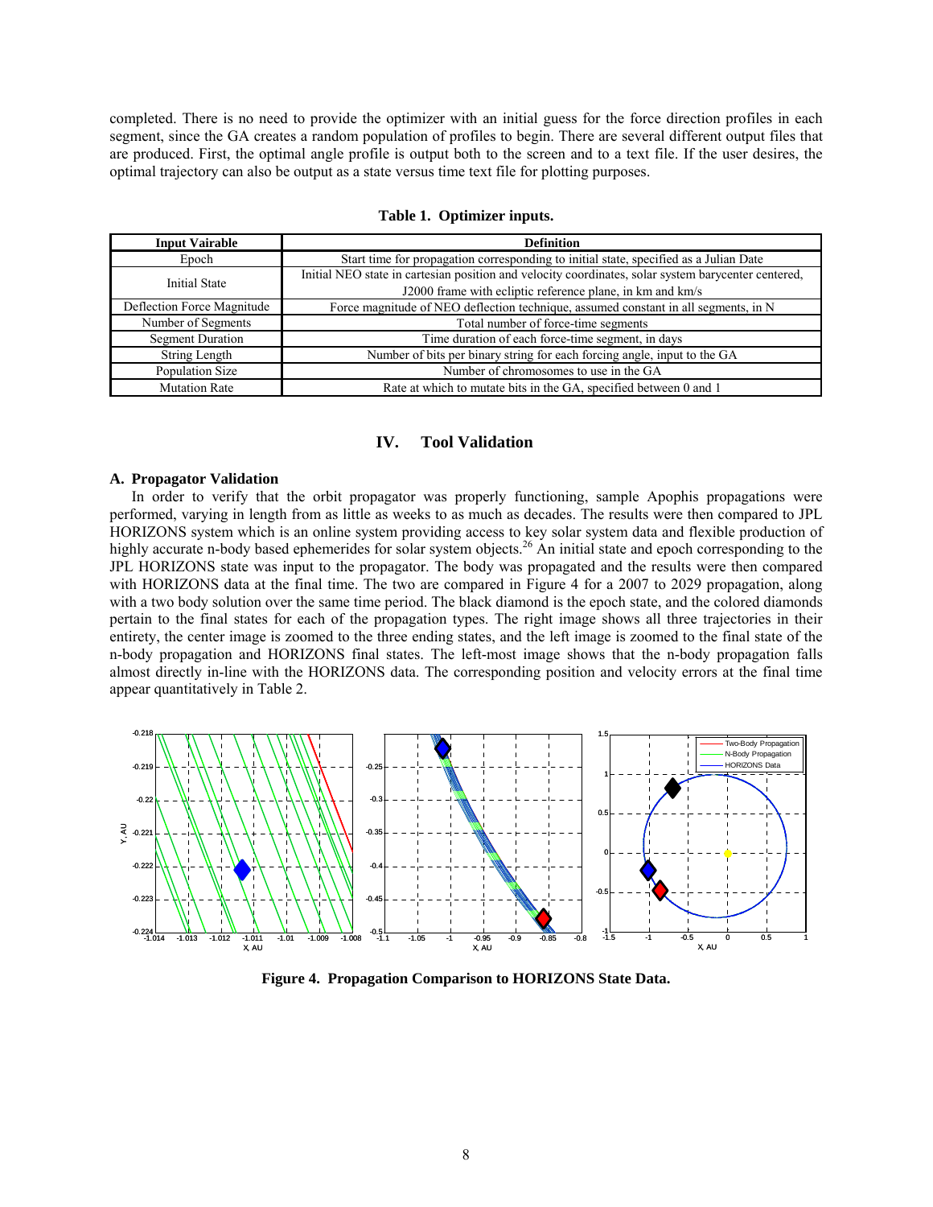completed. There is no need to provide the optimizer with an initial guess for the force direction profiles in each segment, since the GA creates a random population of profiles to begin. There are several different output files that are produced. First, the optimal angle profile is output both to the screen and to a text file. If the user desires, the optimal trajectory can also be output as a state versus time text file for plotting purposes.

**Table 1. Optimizer inputs.**

| Input Vairable | Definition |
|---|---|
| Epoch | Start time for propagation corresponding to initial state, specified as a Julian Date |
| Initial State | Initial NEO state in cartesian position and velocity coordinates, solar system barycenter centered, J2000 frame with ecliptic reference plane, in km and km/s |
| Deflection Force Magnitude | Force magnitude of NEO deflection technique, assumed constant in all segments, in N |
| Number of Segments | Total number of force-time segments |
| Segment Duration | Time duration of each force-time segment, in days |
| String Length | Number of bits per binary string for each forcing angle, input to the GA |
| Population Size | Number of chromosomes to use in the GA |
| Mutation Rate | Rate at which to mutate bits in the GA, specified between 0 and 1 |

## IV. Tool Validation

### A. Propagator Validation

In order to verify that the orbit propagator was properly functioning, sample Apophis propagations were performed, varying in length from as little as weeks to as much as decades. The results were then compared to JPL HORIZONS system which is an online system providing access to key solar system data and flexible production of highly accurate n-body based ephemerides for solar system objects.[26] An initial state and epoch corresponding to the JPL HORIZONS state was input to the propagator. The body was propagated and the results were then compared with HORIZONS data at the final time. The two are compared in Figure 4 for a 2007 to 2029 propagation, along with a two body solution over the same time period. The black diamond is the epoch state, and the colored diamonds pertain to the final states for each of the propagation types. The right image shows all three trajectories in their entirety, the center image is zoomed to the three ending states, and the left image is zoomed to the final state of the n-body propagation and HORIZONS final states. The left-most image shows that the n-body propagation falls almost directly in-line with the HORIZONS data. The corresponding position and velocity errors at the final time appear quantitatively in Table 2.

**Figure 4. Propagation Comparison to HORIZONS State Data.**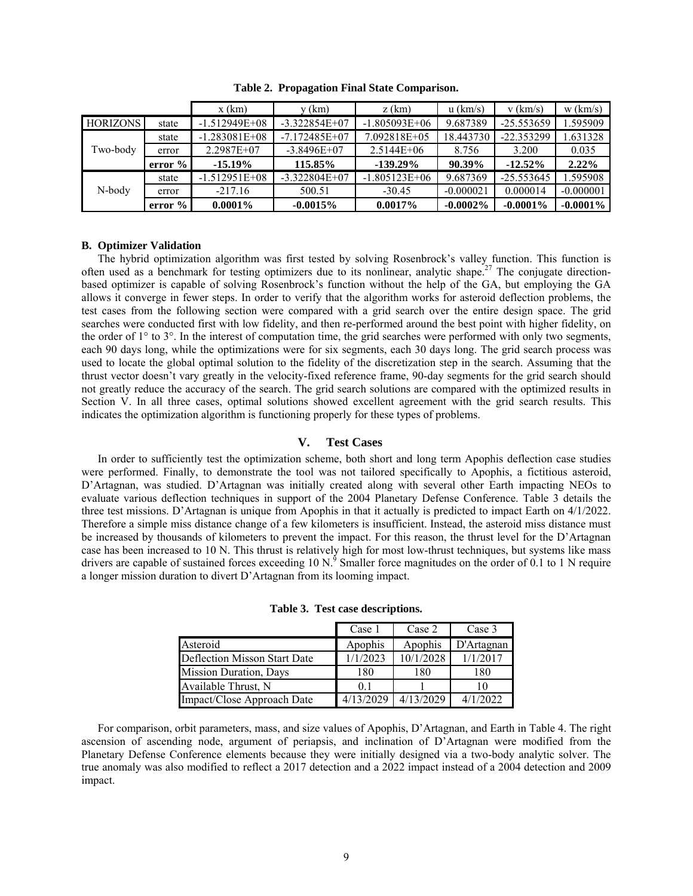**Table 2. Propagation Final State Comparison.**

| | | x (km) | y (km) | z (km) | u (km/s) | v (km/s) | w (km/s) |
|---|---|---|---|---|---|---|---|
| HORIZONS | state | -1.512949E+08 | -3.322854E+07 | -1.805093E+06 | 9.687389 | -25.553659 | 1.595909 |
| Two-body | state | -1.283081E+08 | -7.172485E+07 | 7.092818E+05 | 18.443730 | -22.353299 | 1.631328 |
| | error | 2.2987E+07 | -3.8496E+07 | 2.5144E+06 | 8.756 | 3.200 | 0.035 |
| | **error %** | **-15.19%** | **115.85%** | **-139.29%** | **90.39%** | **-12.52%** | **2.22%** |
| N-body | state | -1.512951E+08 | -3.322804E+07 | -1.805123E+06 | 9.687369 | -25.553645 | 1.595908 |
| | error | -217.16 | 500.51 | -30.45 | -0.000021 | 0.000014 | -0.000001 |
| | **error %** | **0.0001%** | **-0.0015%** | **0.0017%** | **-0.0002%** | **-0.0001%** | **-0.0001%** |

### B. Optimizer Validation

The hybrid optimization algorithm was first tested by solving Rosenbrock's valley function. This function is often used as a benchmark for testing optimizers due to its nonlinear, analytic shape.[27] The conjugate direction-based optimizer is capable of solving Rosenbrock's function without the help of the GA, but employing the GA allows it converge in fewer steps. In order to verify that the algorithm works for asteroid deflection problems, the test cases from the following section were compared with a grid search over the entire design space. The grid searches were conducted first with low fidelity, and then re-performed around the best point with higher fidelity, on the order of 1° to 3°. In the interest of computation time, the grid searches were performed with only two segments, each 90 days long, while the optimizations were for six segments, each 30 days long. The grid search process was used to locate the global optimal solution to the fidelity of the discretization step in the search. Assuming that the thrust vector doesn't vary greatly in the velocity-fixed reference frame, 90-day segments for the grid search should not greatly reduce the accuracy of the search. The grid search solutions are compared with the optimized results in Section V. In all three cases, optimal solutions showed excellent agreement with the grid search results. This indicates the optimization algorithm is functioning properly for these types of problems.

## V. Test Cases

In order to sufficiently test the optimization scheme, both short and long term Apophis deflection case studies were performed. Finally, to demonstrate the tool was not tailored specifically to Apophis, a fictitious asteroid, D'Artagnan, was studied. D'Artagnan was initially created along with several other Earth impacting NEOs to evaluate various deflection techniques in support of the 2004 Planetary Defense Conference. Table 3 details the three test missions. D'Artagnan is unique from Apophis in that it actually is predicted to impact Earth on 4/1/2022. Therefore a simple miss distance change of a few kilometers is insufficient. Instead, the asteroid miss distance must be increased by thousands of kilometers to prevent the impact. For this reason, the thrust level for the D'Artagnan case has been increased to 10 N. This thrust is relatively high for most low-thrust techniques, but systems like mass drivers are capable of sustained forces exceeding 10 N.[9] Smaller force magnitudes on the order of 0.1 to 1 N require a longer mission duration to divert D'Artagnan from its looming impact.

**Table 3. Test case descriptions.**

| | Case 1 | Case 2 | Case 3 |
|---|---|---|---|
| Asteroid | Apophis | Apophis | D'Artagnan |
| Deflection Misson Start Date | 1/1/2023 | 10/1/2028 | 1/1/2017 |
| Mission Duration, Days | 180 | 180 | 180 |
| Available Thrust, N | 0.1 | 1 | 10 |
| Impact/Close Approach Date | 4/13/2029 | 4/13/2029 | 4/1/2022 |

For comparison, orbit parameters, mass, and size values of Apophis, D'Artagnan, and Earth in Table 4. The right ascension of ascending node, argument of periapsis, and inclination of D'Artagnan were modified from the Planetary Defense Conference elements because they were initially designed via a two-body analytic solver. The true anomaly was also modified to reflect a 2017 detection and a 2022 impact instead of a 2004 detection and 2009 impact.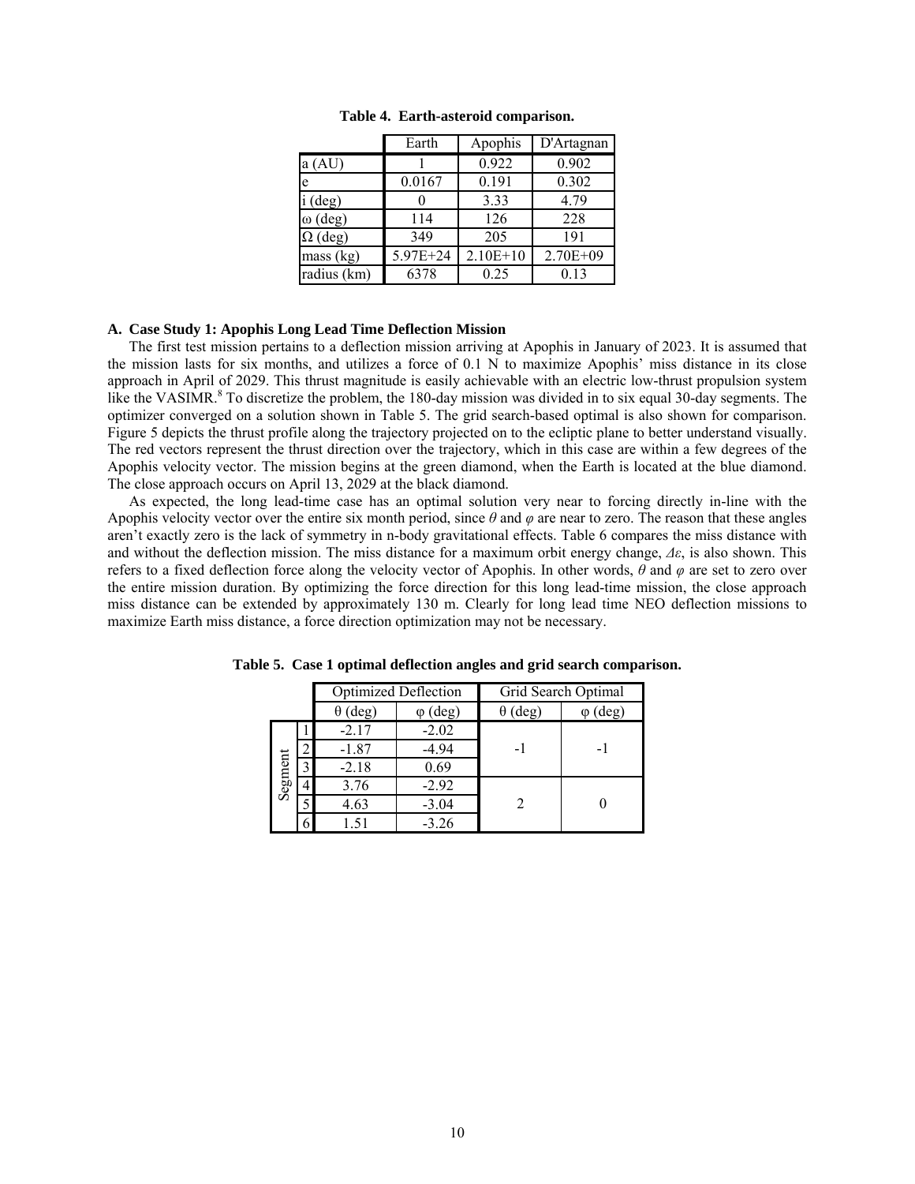**Table 4. Earth-asteroid comparison.**

| | Earth | Apophis | D'Artagnan |
|---|---|---|---|
| a (AU) | 1 | 0.922 | 0.902 |
| e | 0.0167 | 0.191 | 0.302 |
| i (deg) | 0 | 3.33 | 4.79 |
| ω (deg) | 114 | 126 | 228 |
| Ω (deg) | 349 | 205 | 191 |
| mass (kg) | 5.97E+24 | 2.10E+10 | 2.70E+09 |
| radius (km) | 6378 | 0.25 | 0.13 |

### A. Case Study 1: Apophis Long Lead Time Deflection Mission

The first test mission pertains to a deflection mission arriving at Apophis in January of 2023. It is assumed that the mission lasts for six months, and utilizes a force of 0.1 N to maximize Apophis' miss distance in its close approach in April of 2029. This thrust magnitude is easily achievable with an electric low-thrust propulsion system like the VASIMR.[8] To discretize the problem, the 180-day mission was divided in to six equal 30-day segments. The optimizer converged on a solution shown in Table 5. The grid search-based optimal is also shown for comparison. Figure 5 depicts the thrust profile along the trajectory projected on to the ecliptic plane to better understand visually. The red vectors represent the thrust direction over the trajectory, which in this case are within a few degrees of the Apophis velocity vector. The mission begins at the green diamond, when the Earth is located at the blue diamond. The close approach occurs on April 13, 2029 at the black diamond.

As expected, the long lead-time case has an optimal solution very near to forcing directly in-line with the Apophis velocity vector over the entire six month period, since $\theta$ and $\varphi$ are near to zero. The reason that these angles aren't exactly zero is the lack of symmetry in n-body gravitational effects. Table 6 compares the miss distance with and without the deflection mission. The miss distance for a maximum orbit energy change, $\Delta\varepsilon$, is also shown. This refers to a fixed deflection force along the velocity vector of Apophis. In other words, $\theta$ and $\varphi$ are set to zero over the entire mission duration. By optimizing the force direction for this long lead-time mission, the close approach miss distance can be extended by approximately 130 m. Clearly for long lead time NEO deflection missions to maximize Earth miss distance, a force direction optimization may not be necessary.

**Table 5. Case 1 optimal deflection angles and grid search comparison.**

| | | Optimized Deflection | | Grid Search Optimal | |
|---|---|---|---|---|---|
| | | θ (deg) | φ (deg) | θ (deg) | φ (deg) |
| Segment | 1 | -2.17 | -2.02 | -1 | -1 |
| | 2 | -1.87 | -4.94 | | |
| | 3 | -2.18 | 0.69 | | |
| | 4 | 3.76 | -2.92 | 2 | 0 |
| | 5 | 4.63 | -3.04 | | |
| | 6 | 1.51 | -3.26 | | |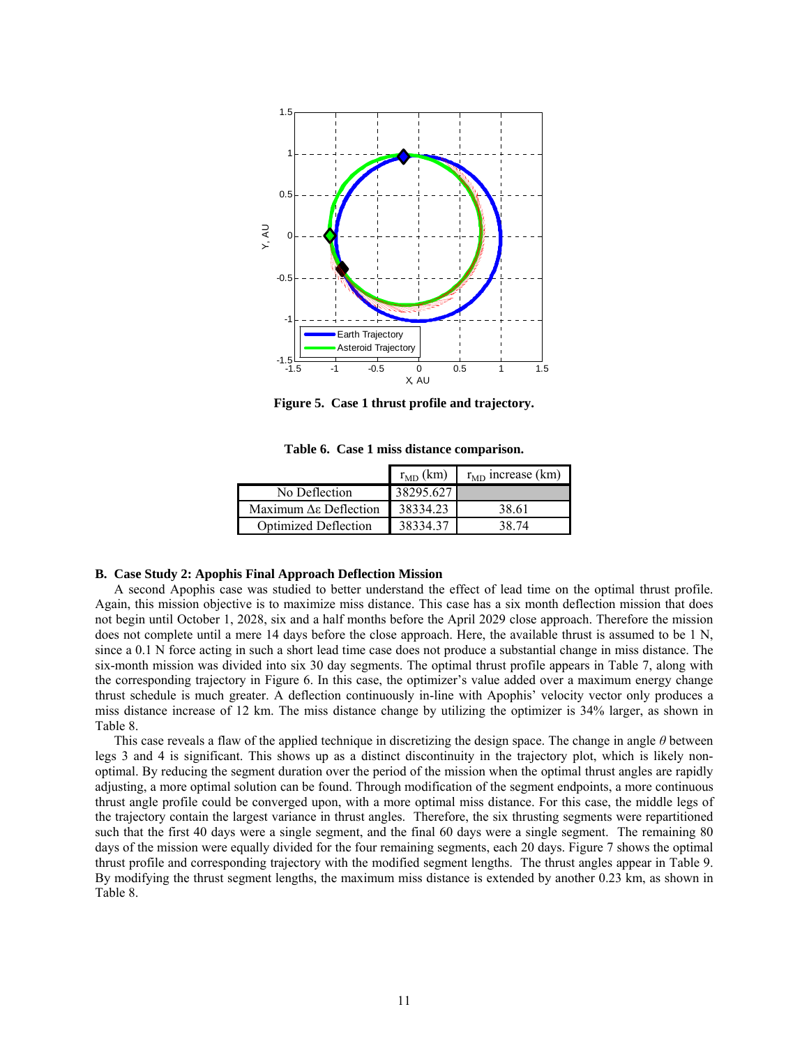Figure 5. Case 1 thrust profile and trajectory.

Table 6. Case 1 miss distance comparison.

| | $r_{MD}$ (km) | $r_{MD}$ increase (km) |
|---|---|---|
| No Deflection | 38295.627 | |
| Maximum Δε Deflection | 38334.23 | 38.61 |
| Optimized Deflection | 38334.37 | 38.74 |

### B. Case Study 2: Apophis Final Approach Deflection Mission

A second Apophis case was studied to better understand the effect of lead time on the optimal thrust profile. Again, this mission objective is to maximize miss distance. This case has a six month deflection mission that does not begin until October 1, 2028, six and a half months before the April 2029 close approach. Therefore the mission does not complete until a mere 14 days before the close approach. Here, the available thrust is assumed to be 1 N, since a 0.1 N force acting in such a short lead time case does not produce a substantial change in miss distance. The six-month mission was divided into six 30 day segments. The optimal thrust profile appears in Table 7, along with the corresponding trajectory in Figure 6. In this case, the optimizer's value added over a maximum energy change thrust schedule is much greater. A deflection continuously in-line with Apophis' velocity vector only produces a miss distance increase of 12 km. The miss distance change by utilizing the optimizer is 34% larger, as shown in Table 8.

This case reveals a flaw of the applied technique in discretizing the design space. The change in angle $\theta$ between legs 3 and 4 is significant. This shows up as a distinct discontinuity in the trajectory plot, which is likely non-optimal. By reducing the segment duration over the period of the mission when the optimal thrust angles are rapidly adjusting, a more optimal solution can be found. Through modification of the segment endpoints, a more continuous thrust angle profile could be converged upon, with a more optimal miss distance. For this case, the middle legs of the trajectory contain the largest variance in thrust angles. Therefore, the six thrusting segments were repartitioned such that the first 40 days were a single segment, and the final 60 days were a single segment. The remaining 80 days of the mission were equally divided for the four remaining segments, each 20 days. Figure 7 shows the optimal thrust profile and corresponding trajectory with the modified segment lengths. The thrust angles appear in Table 9. By modifying the thrust segment lengths, the maximum miss distance is extended by another 0.23 km, as shown in Table 8.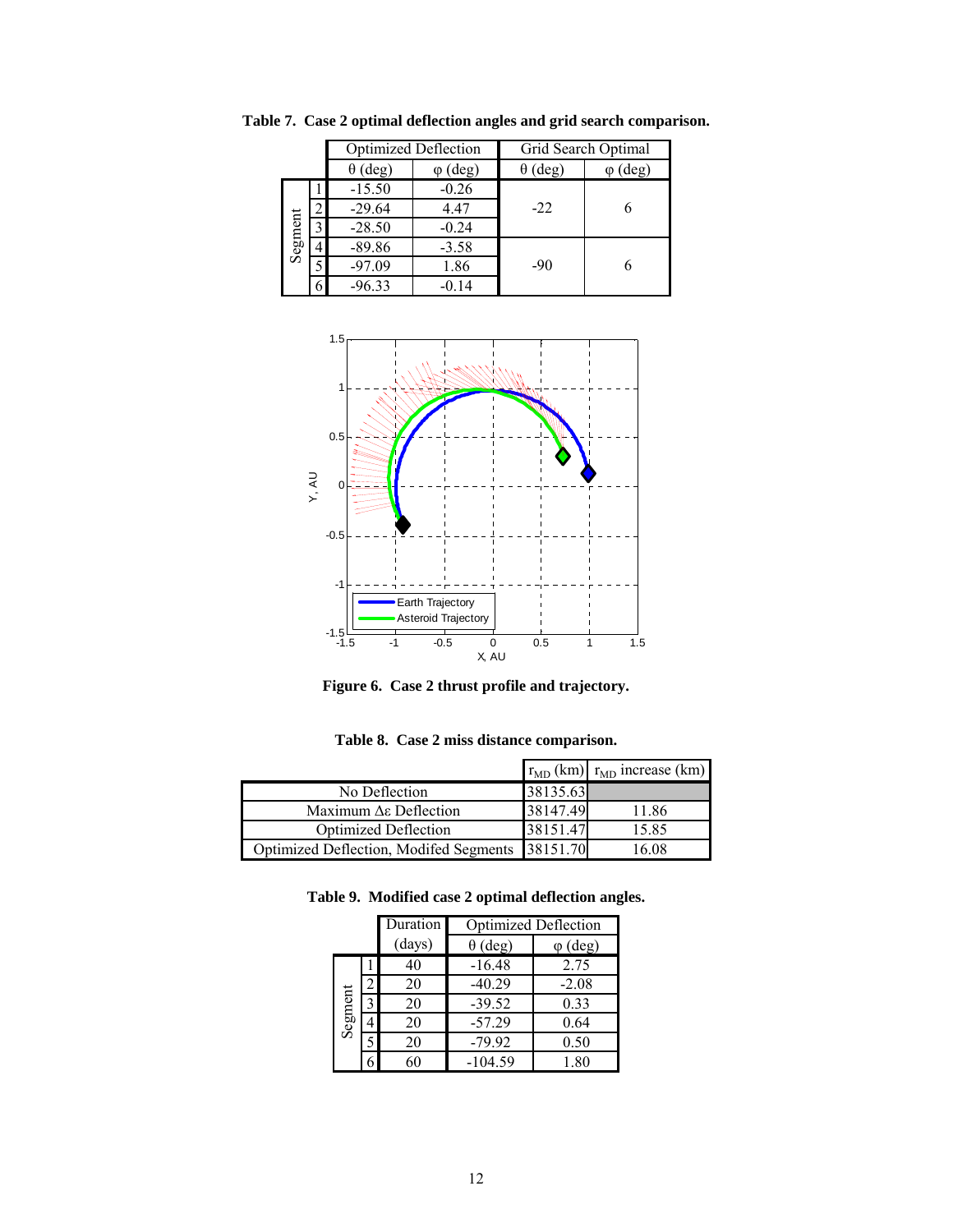**Table 7. Case 2 optimal deflection angles and grid search comparison.**

| | | Optimized Deflection | | Grid Search Optimal | |
|---|---|---|---|---|---|
| | | θ (deg) | φ (deg) | θ (deg) | φ (deg) |
| Segment | 1 | -15.50 | -0.26 | -22 | 6 |
| | 2 | -29.64 | 4.47 | | |
| | 3 | -28.50 | -0.24 | | |
| | 4 | -89.86 | -3.58 | -90 | 6 |
| | 5 | -97.09 | 1.86 | | |
| | 6 | -96.33 | -0.14 | | |

**Figure 6. Case 2 thrust profile and trajectory.**

**Table 8. Case 2 miss distance comparison.**

| | $r_{MD}$ (km) | $r_{MD}$ increase (km) |
|---|---|---|
| No Deflection | 38135.63 | |
| Maximum Δε Deflection | 38147.49 | 11.86 |
| Optimized Deflection | 38151.47 | 15.85 |
| Optimized Deflection, Modifed Segments | 38151.70 | 16.08 |

**Table 9. Modified case 2 optimal deflection angles.**

| | | Duration | Optimized Deflection | |
|---|---|---|---|---|
| | | (days) | θ (deg) | φ (deg) |
| Segment | 1 | 40 | -16.48 | 2.75 |
| | 2 | 20 | -40.29 | -2.08 |
| | 3 | 20 | -39.52 | 0.33 |
| | 4 | 20 | -57.29 | 0.64 |
| | 5 | 20 | -79.92 | 0.50 |
| | 6 | 60 | -104.59 | 1.80 |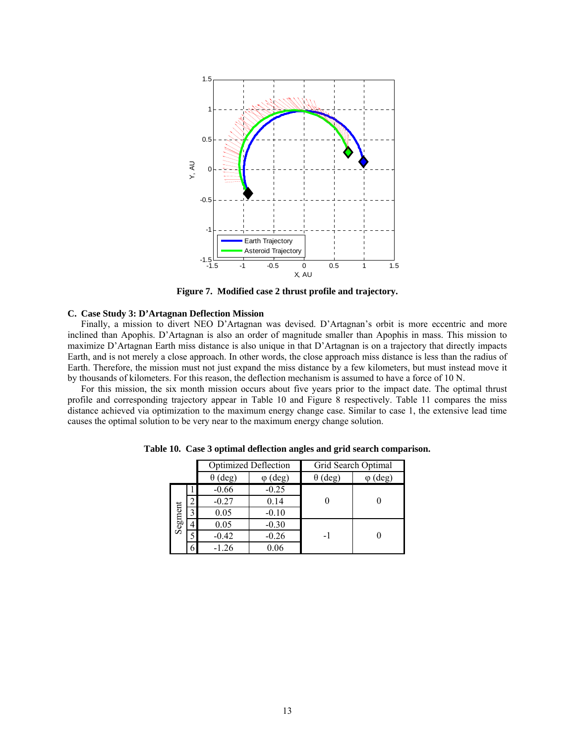**Figure 7. Modified case 2 thrust profile and trajectory.**

### C. Case Study 3: D'Artagnan Deflection Mission

Finally, a mission to divert NEO D'Artagnan was devised. D'Artagnan's orbit is more eccentric and more inclined than Apophis. D'Artagnan is also an order of magnitude smaller than Apophis in mass. This mission to maximize D'Artagnan Earth miss distance is also unique in that D'Artagnan is on a trajectory that directly impacts Earth, and is not merely a close approach. In other words, the close approach miss distance is less than the radius of Earth. Therefore, the mission must not just expand the miss distance by a few kilometers, but must instead move it by thousands of kilometers. For this reason, the deflection mechanism is assumed to have a force of 10 N.

For this mission, the six month mission occurs about five years prior to the impact date. The optimal thrust profile and corresponding trajectory appear in Table 10 and Figure 8 respectively. Table 11 compares the miss distance achieved via optimization to the maximum energy change case. Similar to case 1, the extensive lead time causes the optimal solution to be very near to the maximum energy change solution.

**Table 10. Case 3 optimal deflection angles and grid search comparison.**

| Segment | Optimized Deflection | | Grid Search Optimal | |
|---|---|---|---|---|
| | $\theta$ (deg) | $\varphi$ (deg) | $\theta$ (deg) | $\varphi$ (deg) |
| 1 | -0.66 | -0.25 | 0 | 0 |
| 2 | -0.27 | 0.14 | | |
| 3 | 0.05 | -0.10 | | |
| 4 | 0.05 | -0.30 | -1 | 0 |
| 5 | -0.42 | -0.26 | | |
| 6 | -1.26 | 0.06 | | |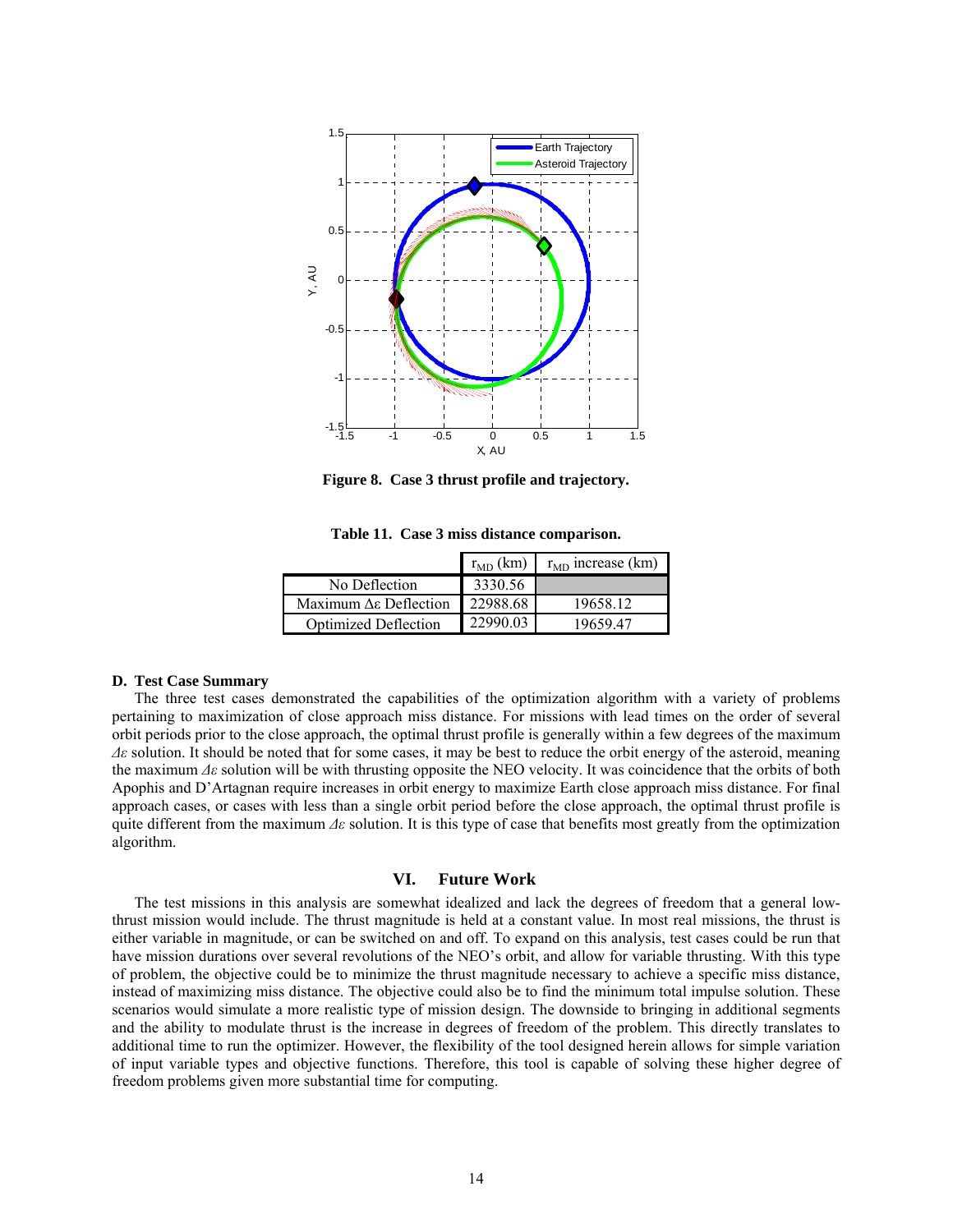**Figure 8. Case 3 thrust profile and trajectory.**

**Table 11. Case 3 miss distance comparison.**

| | $r_{MD}$ (km) | $r_{MD}$ increase (km) |
|---|---|---|
| No Deflection | 3330.56 | |
| Maximum Δε Deflection | 22988.68 | 19658.12 |
| Optimized Deflection | 22990.03 | 19659.47 |

### D. Test Case Summary

The three test cases demonstrated the capabilities of the optimization algorithm with a variety of problems pertaining to maximization of close approach miss distance. For missions with lead times on the order of several orbit periods prior to the close approach, the optimal thrust profile is generally within a few degrees of the maximum $\Delta\varepsilon$ solution. It should be noted that for some cases, it may be best to reduce the orbit energy of the asteroid, meaning the maximum $\Delta\varepsilon$ solution will be with thrusting opposite the NEO velocity. It was coincidence that the orbits of both Apophis and D'Artagnan require increases in orbit energy to maximize Earth close approach miss distance. For final approach cases, or cases with less than a single orbit period before the close approach, the optimal thrust profile is quite different from the maximum $\Delta\varepsilon$ solution. It is this type of case that benefits most greatly from the optimization algorithm.

## VI. Future Work

The test missions in this analysis are somewhat idealized and lack the degrees of freedom that a general low-thrust mission would include. The thrust magnitude is held at a constant value. In most real missions, the thrust is either variable in magnitude, or can be switched on and off. To expand on this analysis, test cases could be run that have mission durations over several revolutions of the NEO's orbit, and allow for variable thrusting. With this type of problem, the objective could be to minimize the thrust magnitude necessary to achieve a specific miss distance, instead of maximizing miss distance. The objective could also be to find the minimum total impulse solution. These scenarios would simulate a more realistic type of mission design. The downside to bringing in additional segments and the ability to modulate thrust is the increase in degrees of freedom of the problem. This directly translates to additional time to run the optimizer. However, the flexibility of the tool designed herein allows for simple variation of input variable types and objective functions. Therefore, this tool is capable of solving these higher degree of freedom problems given more substantial time for computing.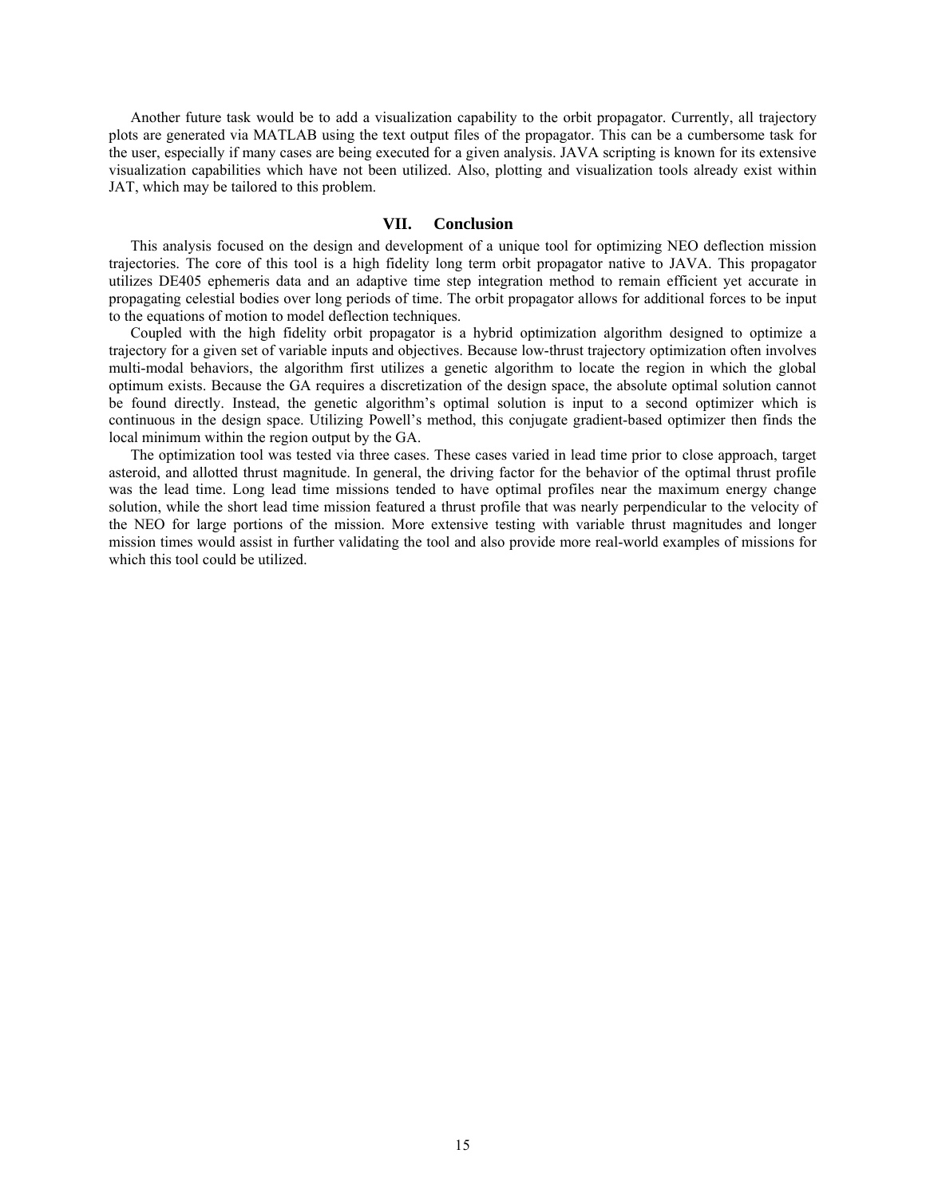Another future task would be to add a visualization capability to the orbit propagator. Currently, all trajectory plots are generated via MATLAB using the text output files of the propagator. This can be a cumbersome task for the user, especially if many cases are being executed for a given analysis. JAVA scripting is known for its extensive visualization capabilities which have not been utilized. Also, plotting and visualization tools already exist within JAT, which may be tailored to this problem.

## VII. Conclusion

This analysis focused on the design and development of a unique tool for optimizing NEO deflection mission trajectories. The core of this tool is a high fidelity long term orbit propagator native to JAVA. This propagator utilizes DE405 ephemeris data and an adaptive time step integration method to remain efficient yet accurate in propagating celestial bodies over long periods of time. The orbit propagator allows for additional forces to be input to the equations of motion to model deflection techniques.

Coupled with the high fidelity orbit propagator is a hybrid optimization algorithm designed to optimize a trajectory for a given set of variable inputs and objectives. Because low-thrust trajectory optimization often involves multi-modal behaviors, the algorithm first utilizes a genetic algorithm to locate the region in which the global optimum exists. Because the GA requires a discretization of the design space, the absolute optimal solution cannot be found directly. Instead, the genetic algorithm's optimal solution is input to a second optimizer which is continuous in the design space. Utilizing Powell's method, this conjugate gradient-based optimizer then finds the local minimum within the region output by the GA.

The optimization tool was tested via three cases. These cases varied in lead time prior to close approach, target asteroid, and allotted thrust magnitude. In general, the driving factor for the behavior of the optimal thrust profile was the lead time. Long lead time missions tended to have optimal profiles near the maximum energy change solution, while the short lead time mission featured a thrust profile that was nearly perpendicular to the velocity of the NEO for large portions of the mission. More extensive testing with variable thrust magnitudes and longer mission times would assist in further validating the tool and also provide more real-world examples of missions for which this tool could be utilized.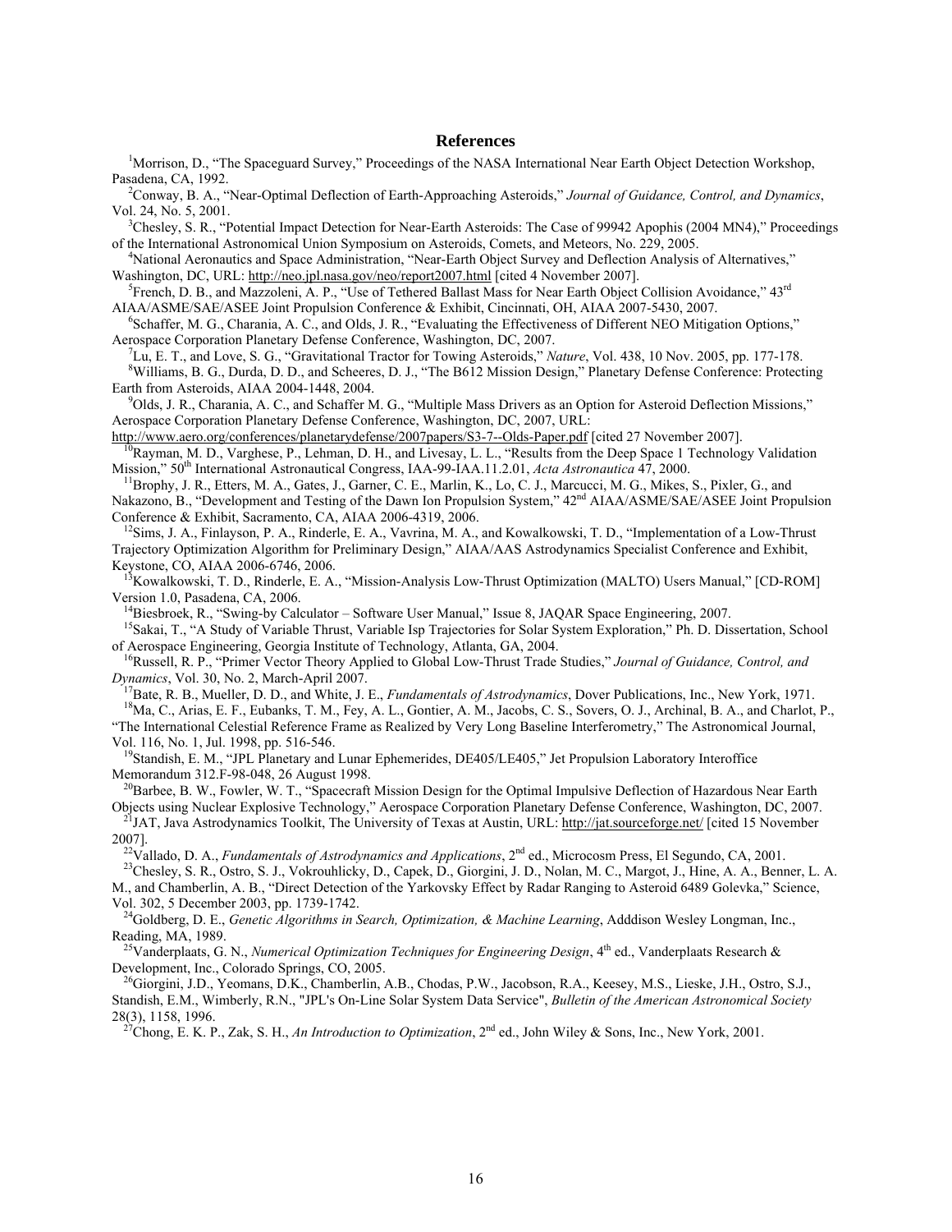## References

[1]Morrison, D., "The Spaceguard Survey," Proceedings of the NASA International Near Earth Object Detection Workshop, Pasadena, CA, 1992.

[2]Conway, B. A., "Near-Optimal Deflection of Earth-Approaching Asteroids," *Journal of Guidance, Control, and Dynamics*, Vol. 24, No. 5, 2001.

[3]Chesley, S. R., "Potential Impact Detection for Near-Earth Asteroids: The Case of 99942 Apophis (2004 MN4)," Proceedings of the International Astronomical Union Symposium on Asteroids, Comets, and Meteors, No. 229, 2005.

[4]National Aeronautics and Space Administration, "Near-Earth Object Survey and Deflection Analysis of Alternatives," Washington, DC, URL: http://neo.jpl.nasa.gov/neo/report2007.html [cited 4 November 2007].

[5]French, D. B., and Mazzoleni, A. P., "Use of Tethered Ballast Mass for Near Earth Object Collision Avoidance," 43rd AIAA/ASME/SAE/ASEE Joint Propulsion Conference & Exhibit, Cincinnati, OH, AIAA 2007-5430, 2007.

[6]Schaffer, M. G., Charania, A. C., and Olds, J. R., "Evaluating the Effectiveness of Different NEO Mitigation Options," Aerospace Corporation Planetary Defense Conference, Washington, DC, 2007.

[7]Lu, E. T., and Love, S. G., "Gravitational Tractor for Towing Asteroids," *Nature*, Vol. 438, 10 Nov. 2005, pp. 177-178.

[8]Williams, B. G., Durda, D. D., and Scheeres, D. J., "The B612 Mission Design," Planetary Defense Conference: Protecting Earth from Asteroids, AIAA 2004-1448, 2004.

[9]Olds, J. R., Charania, A. C., and Schaffer M. G., "Multiple Mass Drivers as an Option for Asteroid Deflection Missions," Aerospace Corporation Planetary Defense Conference, Washington, DC, 2007, URL: http://www.aero.org/conferences/planetarydefense/2007papers/S3-7--Olds-Paper.pdf [cited 27 November 2007].

[10]Rayman, M. D., Varghese, P., Lehman, D. H., and Livesay, L. L., "Results from the Deep Space 1 Technology Validation Mission," 50th International Astronautical Congress, IAA-99-IAA.11.2.01, *Acta Astronautica* 47, 2000.

[11]Brophy, J. R., Etters, M. A., Gates, J., Garner, C. E., Marlin, K., Lo, C. J., Marcucci, M. G., Mikes, S., Pixler, G., and Nakazono, B., "Development and Testing of the Dawn Ion Propulsion System," 42nd AIAA/ASME/SAE/ASEE Joint Propulsion Conference & Exhibit, Sacramento, CA, AIAA 2006-4319, 2006.

[12]Sims, J. A., Finlayson, P. A., Rinderle, E. A., Vavrina, M. A., and Kowalkowski, T. D., "Implementation of a Low-Thrust Trajectory Optimization Algorithm for Preliminary Design," AIAA/AAS Astrodynamics Specialist Conference and Exhibit, Keystone, CO, AIAA 2006-6746, 2006.

[13]Kowalkowski, T. D., Rinderle, E. A., "Mission-Analysis Low-Thrust Optimization (MALTO) Users Manual," [CD-ROM] Version 1.0, Pasadena, CA, 2006.

[14]Biesbroek, R., "Swing-by Calculator – Software User Manual," Issue 8, JAQAR Space Engineering, 2007.

[15]Sakai, T., "A Study of Variable Thrust, Variable Isp Trajectories for Solar System Exploration," Ph. D. Dissertation, School of Aerospace Engineering, Georgia Institute of Technology, Atlanta, GA, 2004.

[16]Russell, R. P., "Primer Vector Theory Applied to Global Low-Thrust Trade Studies," *Journal of Guidance, Control, and Dynamics*, Vol. 30, No. 2, March-April 2007.

[17]Bate, R. B., Mueller, D. D., and White, J. E., *Fundamentals of Astrodynamics*, Dover Publications, Inc., New York, 1971.

[18]Ma, C., Arias, E. F., Eubanks, T. M., Fey, A. L., Gontier, A. M., Jacobs, C. S., Sovers, O. J., Archinal, B. A., and Charlot, P., "The International Celestial Reference Frame as Realized by Very Long Baseline Interferometry," The Astronomical Journal, Vol. 116, No. 1, Jul. 1998, pp. 516-546.

[19]Standish, E. M., "JPL Planetary and Lunar Ephemerides, DE405/LE405," Jet Propulsion Laboratory Interoffice Memorandum 312.F-98-048, 26 August 1998.

[20]Barbee, B. W., Fowler, W. T., "Spacecraft Mission Design for the Optimal Impulsive Deflection of Hazardous Near Earth Objects using Nuclear Explosive Technology," Aerospace Corporation Planetary Defense Conference, Washington, DC, 2007.

[21]JAT, Java Astrodynamics Toolkit, The University of Texas at Austin, URL: http://jat.sourceforge.net/ [cited 15 November 2007].

[22]Vallado, D. A., *Fundamentals of Astrodynamics and Applications*, 2nd ed., Microcosm Press, El Segundo, CA, 2001.

[23]Chesley, S. R., Ostro, S. J., Vokrouhlicky, D., Capek, D., Giorgini, J. D., Nolan, M. C., Margot, J., Hine, A. A., Benner, L. A. M., and Chamberlin, A. B., "Direct Detection of the Yarkovsky Effect by Radar Ranging to Asteroid 6489 Golevka," Science, Vol. 302, 5 December 2003, pp. 1739-1742.

[24]Goldberg, D. E., *Genetic Algorithms in Search, Optimization, & Machine Learning*, Adddison Wesley Longman, Inc., Reading, MA, 1989.

[25]Vanderplaats, G. N., *Numerical Optimization Techniques for Engineering Design*, 4th ed., Vanderplaats Research & Development, Inc., Colorado Springs, CO, 2005.

[26]Giorgini, J.D., Yeomans, D.K., Chamberlin, A.B., Chodas, P.W., Jacobson, R.A., Keesey, M.S., Lieske, J.H., Ostro, S.J., Standish, E.M., Wimberly, R.N., "JPL's On-Line Solar System Data Service", *Bulletin of the American Astronomical Society* 28(3), 1158, 1996.

[27]Chong, E. K. P., Zak, S. H., *An Introduction to Optimization*, 2nd ed., John Wiley & Sons, Inc., New York, 2001.